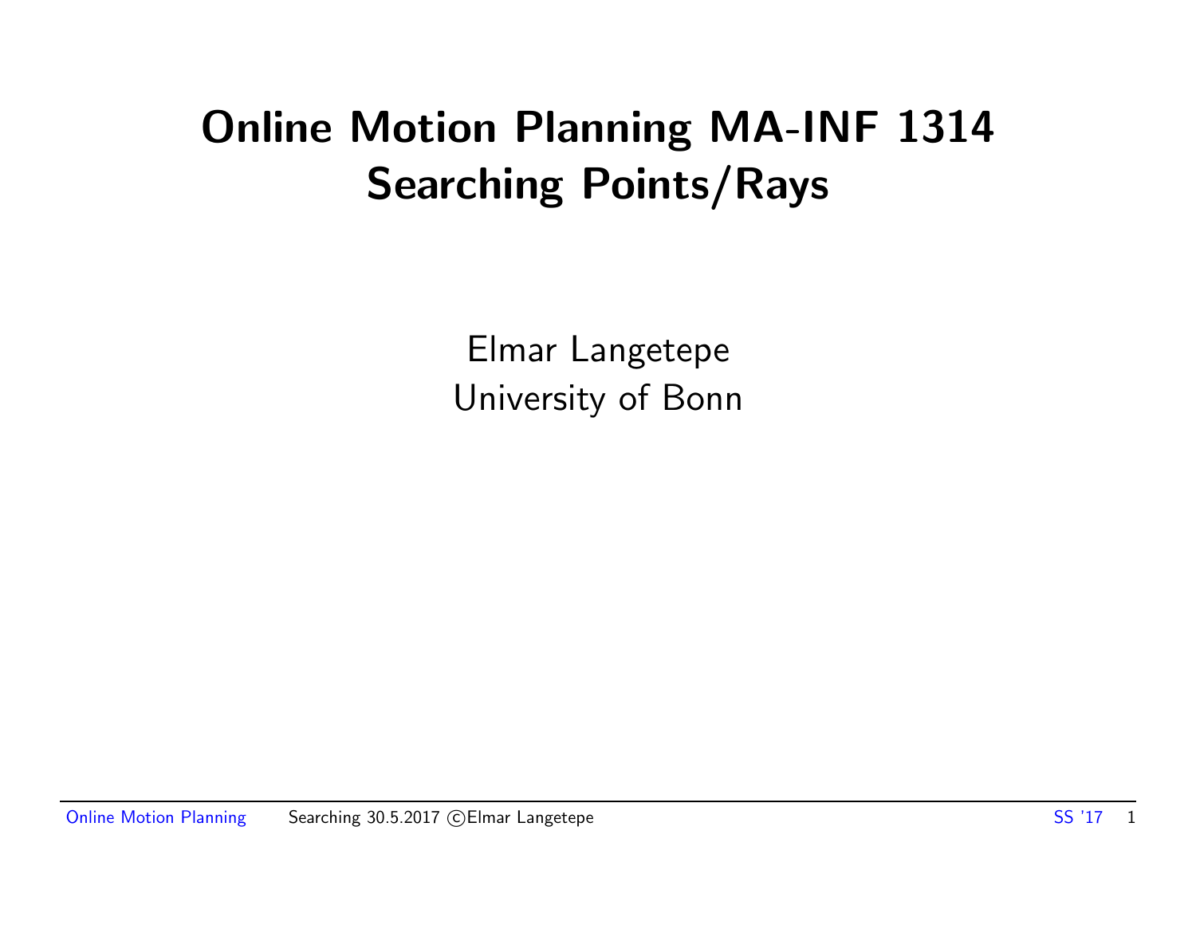# Online Motion Planning MA-INF 1314
# Searching Points/Rays

Elmar Langetepe
University of Bonn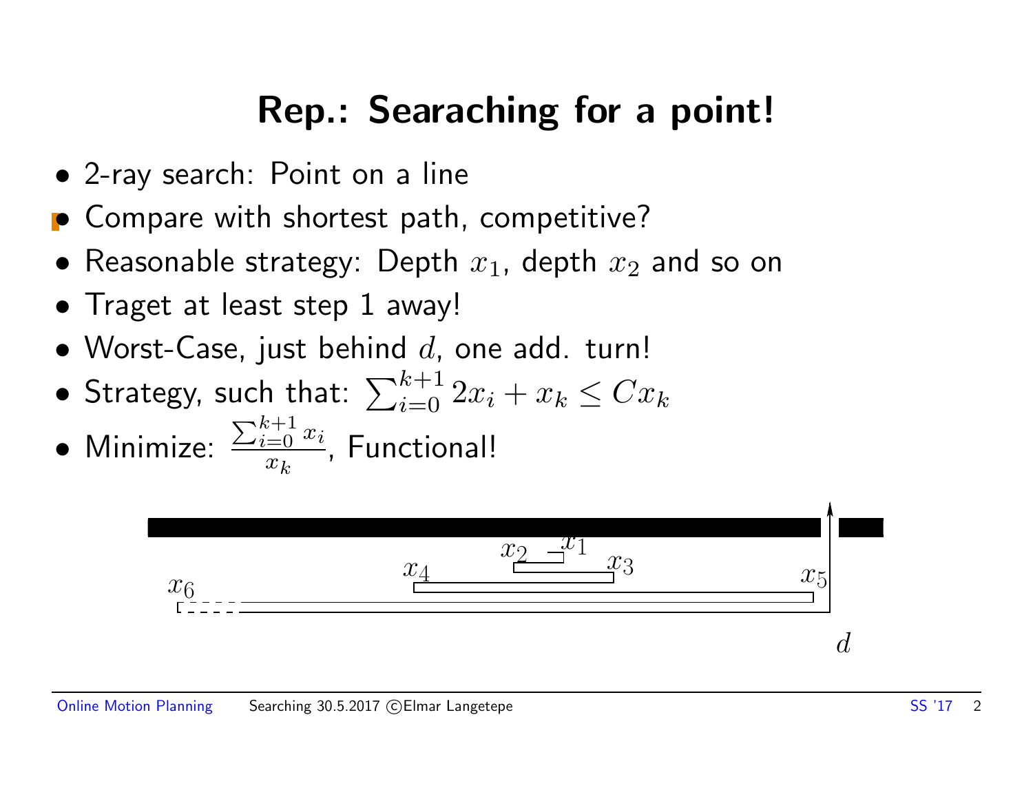# Rep.: Searaching for a point!

- 2-ray search: Point on a line
- Compare with shortest path, competitive?
- Reasonable strategy: Depth $x_1$, depth $x_2$ and so on
- Traget at least step 1 away!
- Worst-Case, just behind $d$, one add. turn!
- Strategy, such that: $\sum_{i=0}^{k+1} 2x_i + x_k \leq C x_k$
- Minimize: $\frac{\sum_{i=0}^{k+1} x_i}{x_k}$, Functional!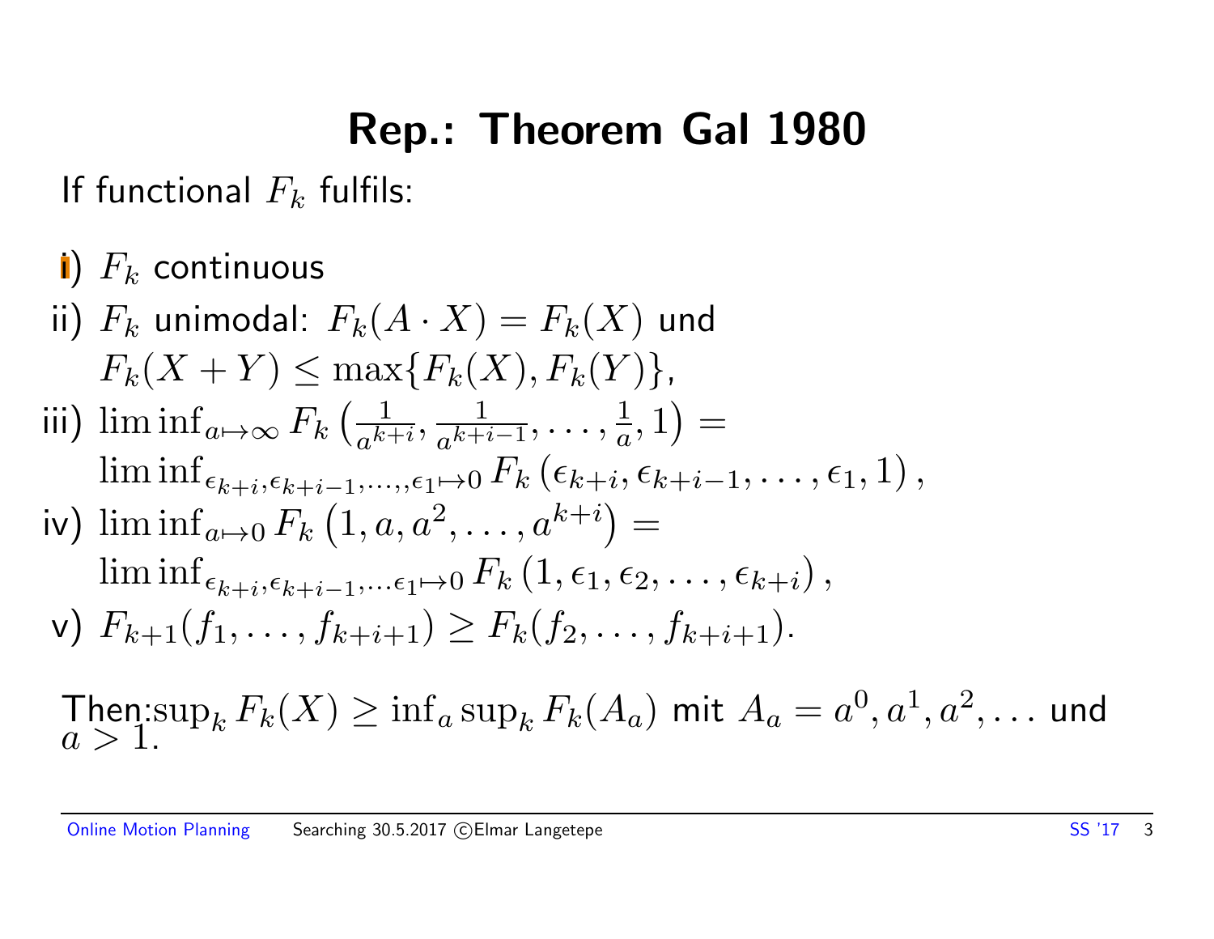# Rep.: Theorem Gal 1980

If functional $F_k$ fulfils:

i) $F_k$ continuous

ii) $F_k$ unimodal: $F_k(A \cdot X) = F_k(X)$ und
$F_k(X + Y) \leq \max\{F_k(X), F_k(Y)\}$,

iii) $\liminf_{a \mapsto \infty} F_k\left(\frac{1}{a^{k+i}}, \frac{1}{a^{k+i-1}}, \ldots, \frac{1}{a}, 1\right) =$
$\liminf_{\epsilon_{k+i}, \epsilon_{k+i-1}, \ldots, , \epsilon_1 \mapsto 0} F_k\left(\epsilon_{k+i}, \epsilon_{k+i-1}, \ldots, \epsilon_1, 1\right)$,

iv) $\liminf_{a \mapsto 0} F_k\left(1, a, a^2, \ldots, a^{k+i}\right) =$
$\liminf_{\epsilon_{k+i}, \epsilon_{k+i-1}, \ldots \epsilon_1 \mapsto 0} F_k\left(1, \epsilon_1, \epsilon_2, \ldots, \epsilon_{k+i}\right)$,

v) $F_{k+1}(f_1, \ldots, f_{k+i+1}) \geq F_k(f_2, \ldots, f_{k+i+1})$.

Then: $\sup_k F_k(X) \geq \inf_a \sup_k F_k(A_a)$ mit $A_a = a^0, a^1, a^2, \ldots$ und $a > 1$.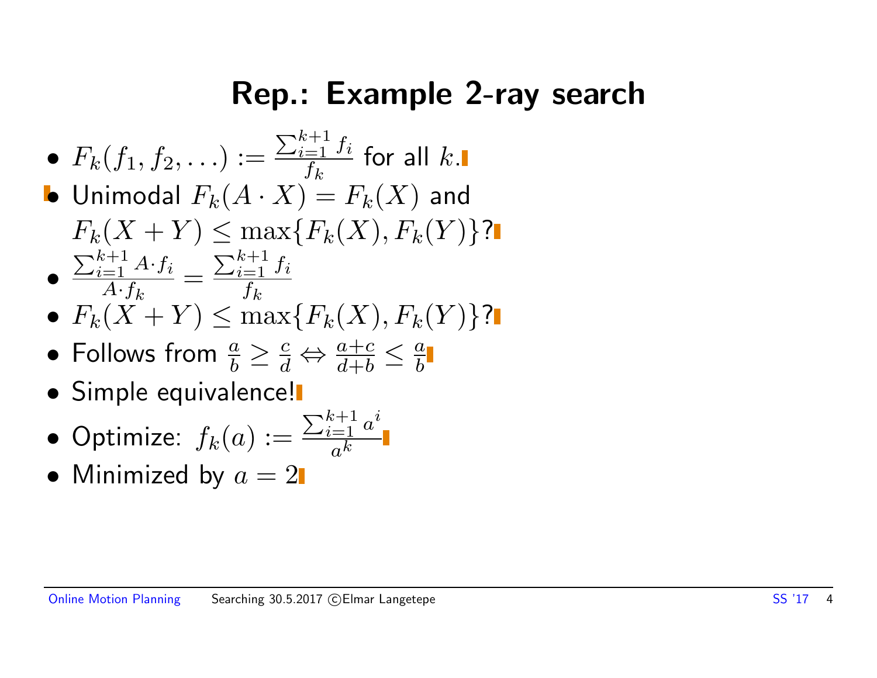# Rep.: Example 2-ray search

- $F_k(f_1, f_2, \ldots) := \frac{\sum_{i=1}^{k+1} f_i}{f_k}$ for all $k$.
- Unimodal $F_k(A \cdot X) = F_k(X)$ and $F_k(X + Y) \leq \max\{F_k(X), F_k(Y)\}$?
- $\frac{\sum_{i=1}^{k+1} A \cdot f_i}{A \cdot f_k} = \frac{\sum_{i=1}^{k+1} f_i}{f_k}$
- $F_k(X + Y) \leq \max\{F_k(X), F_k(Y)\}$?
- Follows from $\frac{a}{b} \geq \frac{c}{d} \Leftrightarrow \frac{a+c}{d+b} \leq \frac{a}{b}$
- Simple equivalence!
- Optimize: $f_k(a) := \frac{\sum_{i=1}^{k+1} a^i}{a^k}$
- Minimized by $a = 2$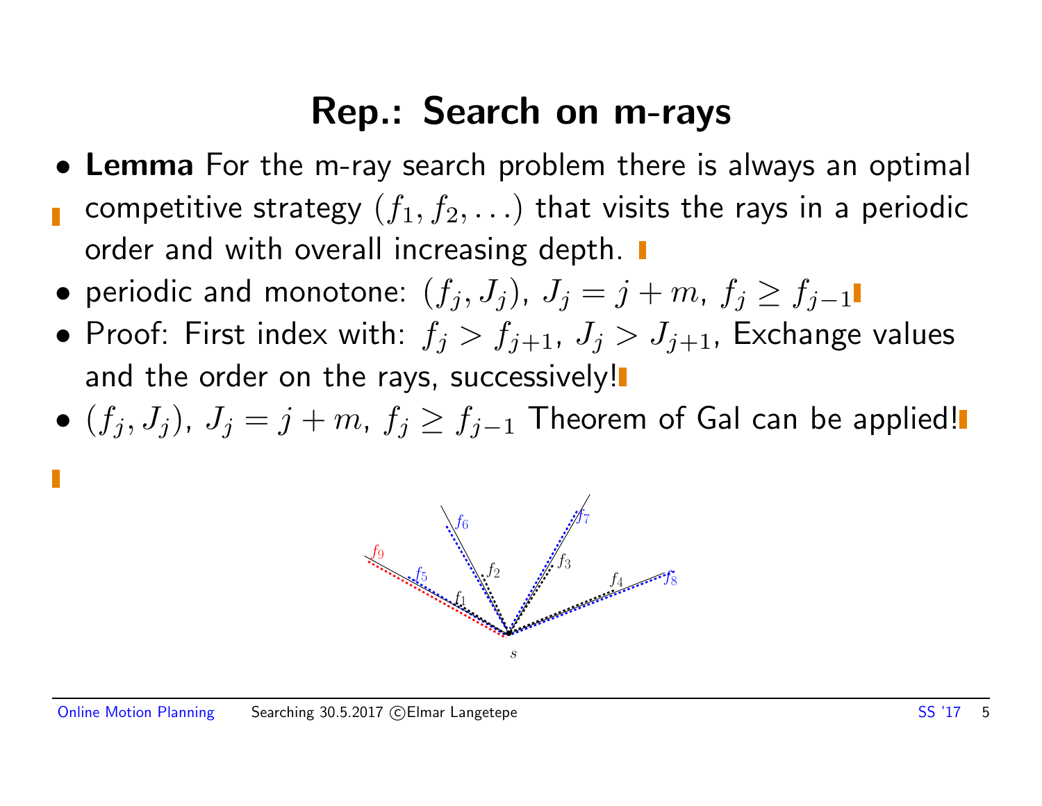# Rep.: Search on m-rays

- **Lemma** For the m-ray search problem there is always an optimal competitive strategy $(f_1, f_2, \ldots)$ that visits the rays in a periodic order and with overall increasing depth.
- periodic and monotone: $(f_j, J_j)$, $J_j = j + m$, $f_j \geq f_{j-1}$
- Proof: First index with: $f_j > f_{j+1}$, $J_j > J_{j+1}$, Exchange values and the order on the rays, successively!
- $(f_j, J_j)$, $J_j = j + m$, $f_j \geq f_{j-1}$ Theorem of Gal can be applied!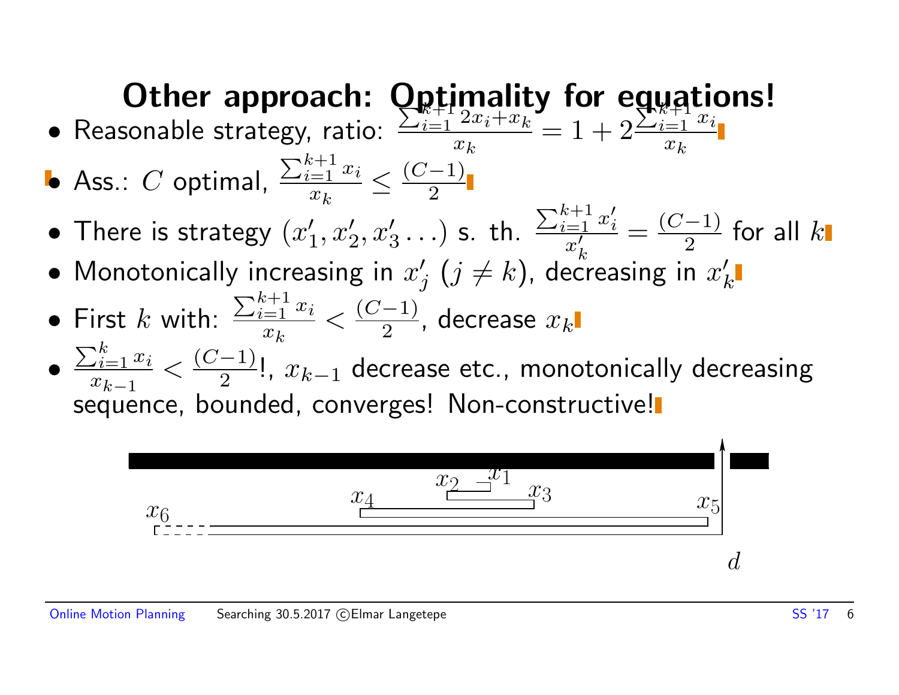# Other approach: Optimality for equations!

- Reasonable strategy, ratio: $\frac{\sum_{i=1}^{k+1} 2x_i + x_k}{x_k} = 1 + 2\frac{\sum_{i=1}^{k+1} x_i}{x_k}$
- Ass.: $C$ optimal, $\frac{\sum_{i=1}^{k+1} x_i}{x_k} \leq \frac{(C-1)}{2}$
- There is strategy $(x'_1, x'_2, x'_3 \ldots)$ s. th. $\frac{\sum_{i=1}^{k+1} x'_i}{x'_k} = \frac{(C-1)}{2}$ for all $k$
- Monotonically increasing in $x'_j$ $(j \neq k)$, decreasing in $x'_k$
- First $k$ with: $\frac{\sum_{i=1}^{k+1} x_i}{x_k} < \frac{(C-1)}{2}$, decrease $x_k$
- $\frac{\sum_{i=1}^{k} x_i}{x_{k-1}} < \frac{(C-1)}{2}$!, $x_{k-1}$ decrease etc., monotonically decreasing sequence, bounded, converges! Non-constructive!

$x_6$ $x_4$ $x_2$ $x_1$ $x_3$ $x_5$ $d$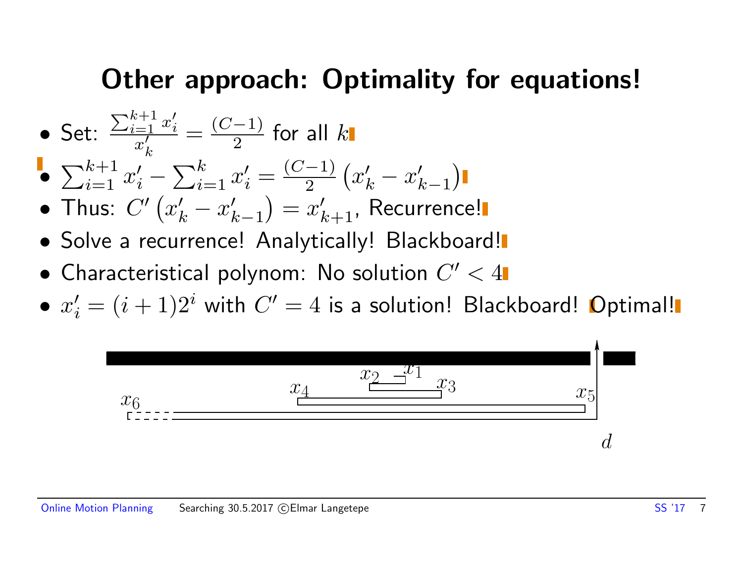# Other approach: Optimality for equations!

- Set: $\frac{\sum_{i=1}^{k+1} x_i'}{x_k'} = \frac{(C-1)}{2}$ for all $k$
- $\sum_{i=1}^{k+1} x_i' - \sum_{i=1}^{k} x_i' = \frac{(C-1)}{2} \left( x_k' - x_{k-1}' \right)$
- Thus: $C' \left( x_k' - x_{k-1}' \right) = x_{k+1}'$, Recurrence!
- Solve a recurrence! Analytically! Blackboard!
- Characteristical polynom: No solution $C' < 4$
- $x_i' = (i+1)2^i$ with $C' = 4$ is a solution! Blackboard! Optimal!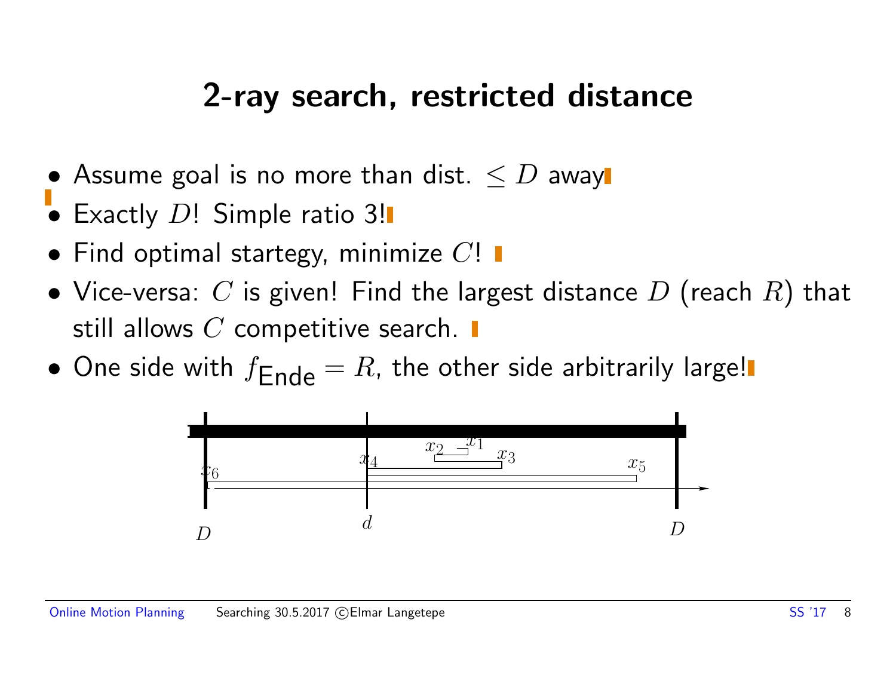# 2-ray search, restricted distance

- Assume goal is no more than dist. $\leq D$ away
- Exactly $D$! Simple ratio 3!
- Find optimal startegy, minimize $C$!
- Vice-versa: $C$ is given! Find the largest distance $D$ (reach $R$) that still allows $C$ competitive search.
- One side with $f_{\text{Ende}} = R$, the other side arbitrarily large!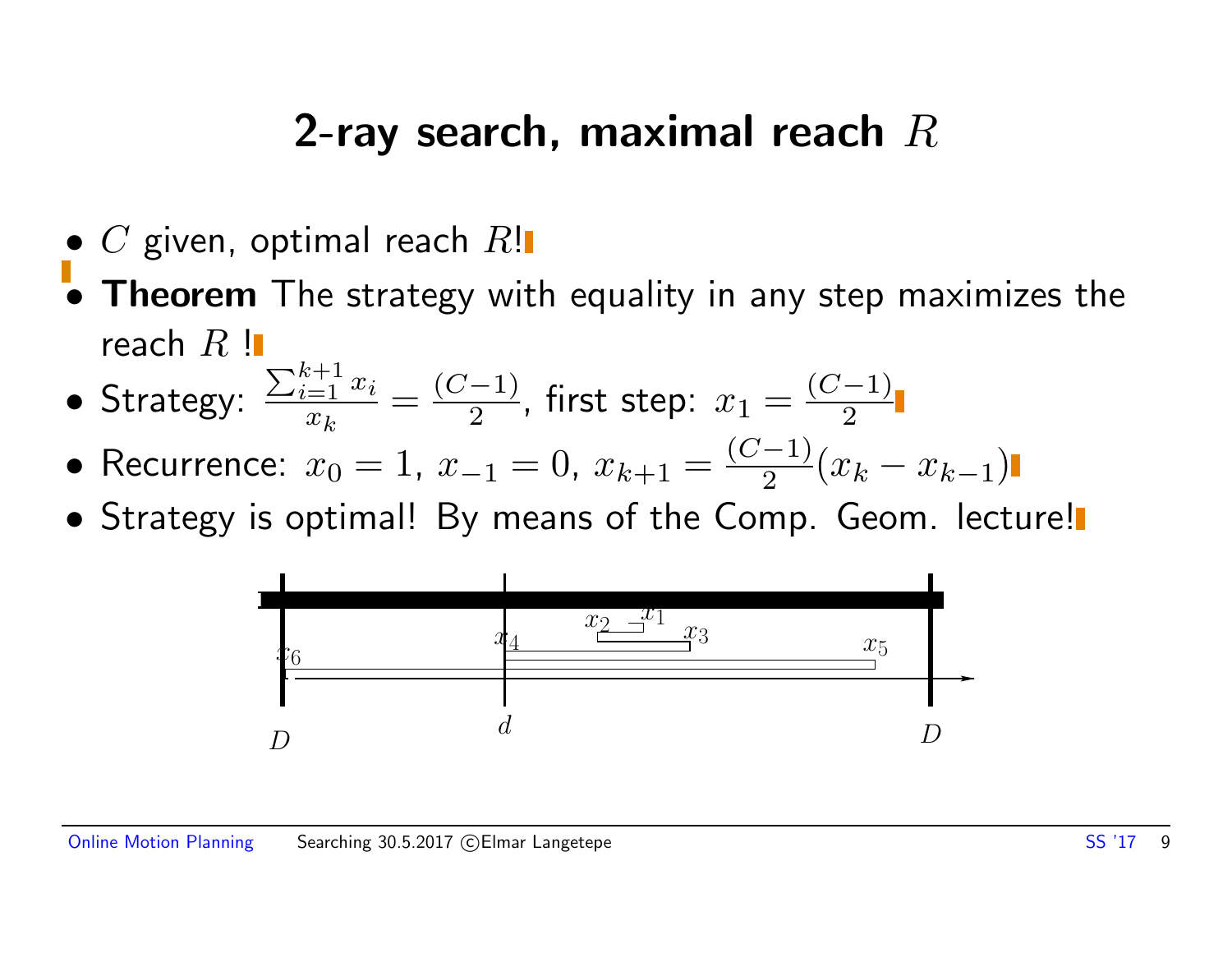# 2-ray search, maximal reach $R$

- $C$ given, optimal reach $R$!
- **Theorem** The strategy with equality in any step maximizes the reach $R$ !
- Strategy: $\frac{\sum_{i=1}^{k+1} x_i}{x_k} = \frac{(C-1)}{2}$, first step: $x_1 = \frac{(C-1)}{2}$
- Recurrence: $x_0 = 1$, $x_{-1} = 0$, $x_{k+1} = \frac{(C-1)}{2}(x_k - x_{k-1})$
- Strategy is optimal! By means of the Comp. Geom. lecture!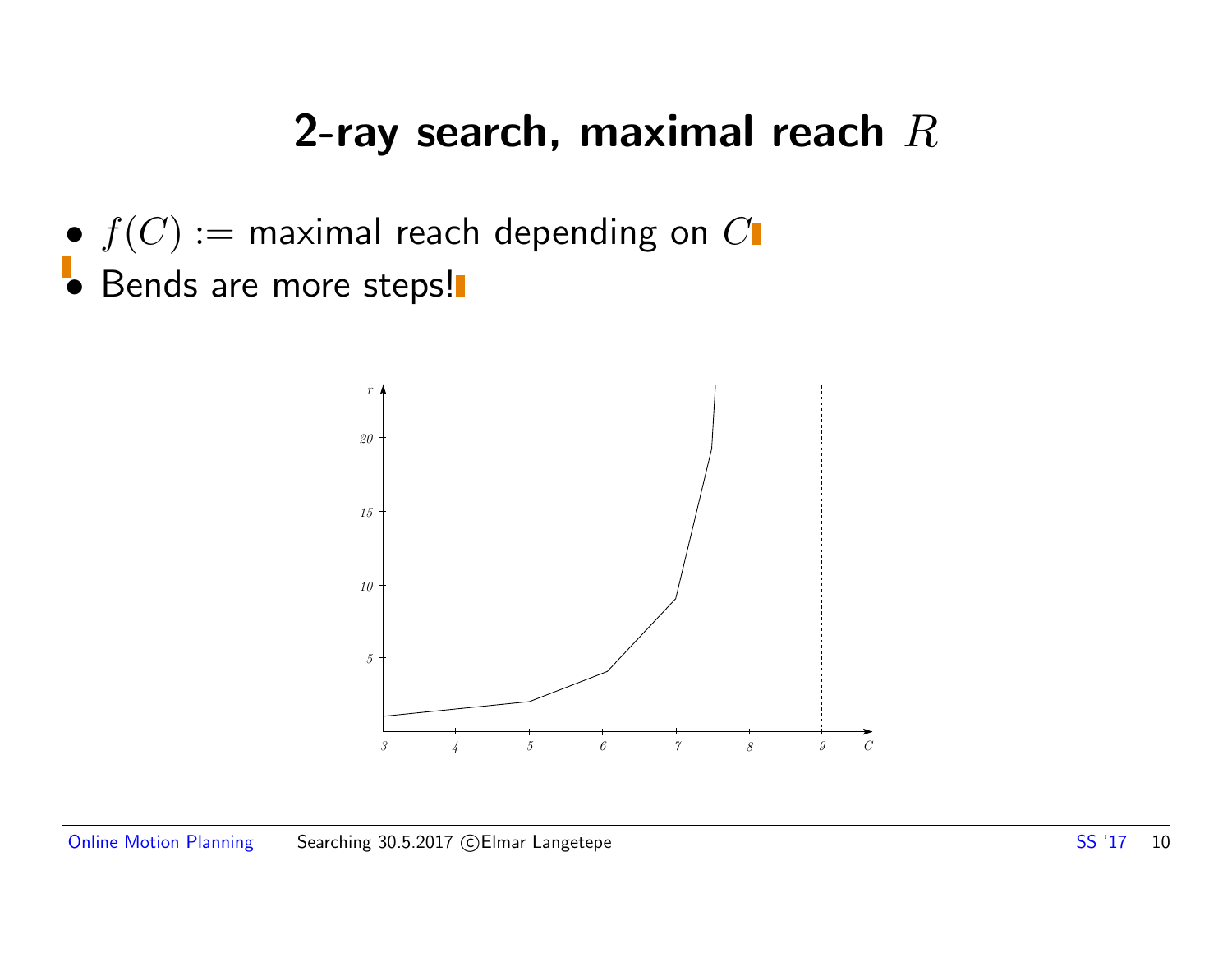# 2-ray search, maximal reach $R$

- $f(C) :=$ maximal reach depending on $C$
- Bends are more steps!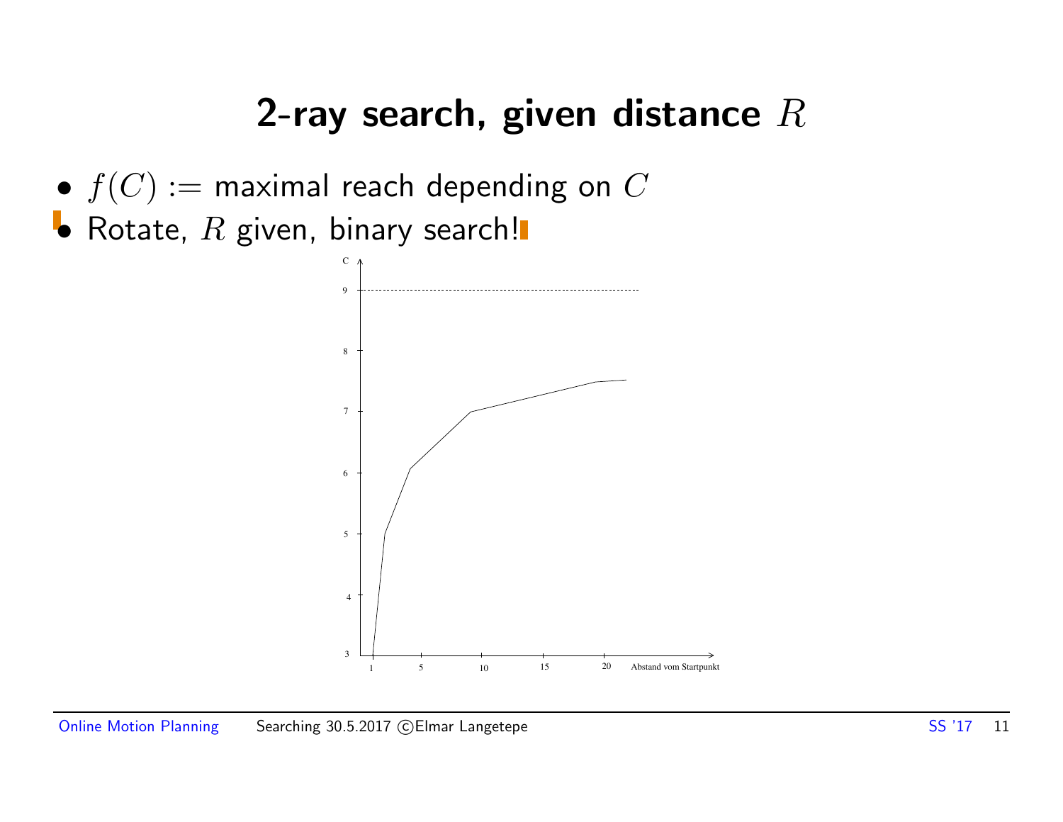# 2-ray search, given distance $R$

- $f(C) :=$ maximal reach depending on $C$
- Rotate, $R$ given, binary search!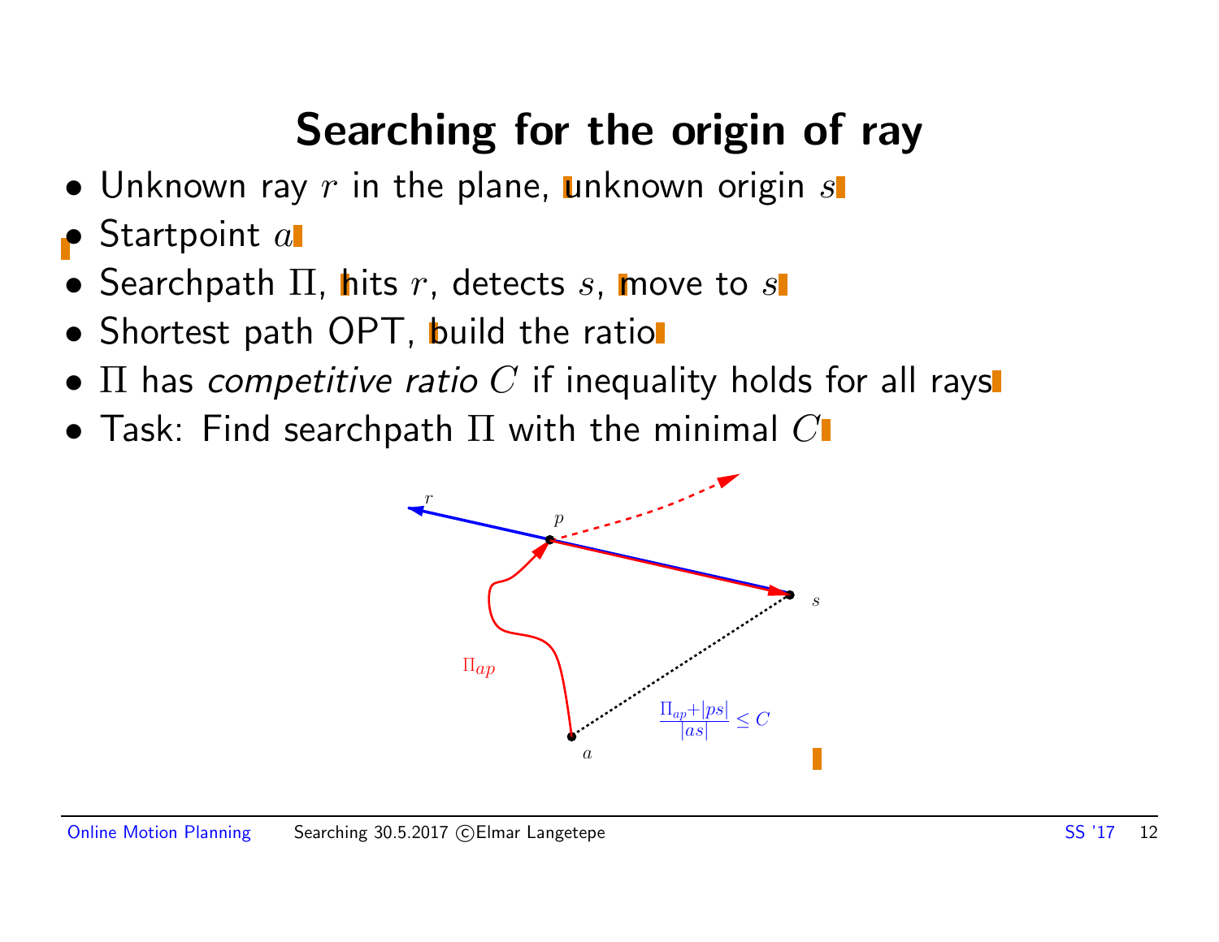# Searching for the origin of ray

- Unknown ray $r$ in the plane, unknown origin $s$
- Startpoint $a$
- Searchpath $\Pi$, hits $r$, detects $s$, move to $s$
- Shortest path OPT, build the ratio
- $\Pi$ has *competitive ratio* $C$ if inequality holds for all rays
- Task: Find searchpath $\Pi$ with the minimal $C$

$$\frac{\Pi_{ap} + |ps|}{|as|} \leq C$$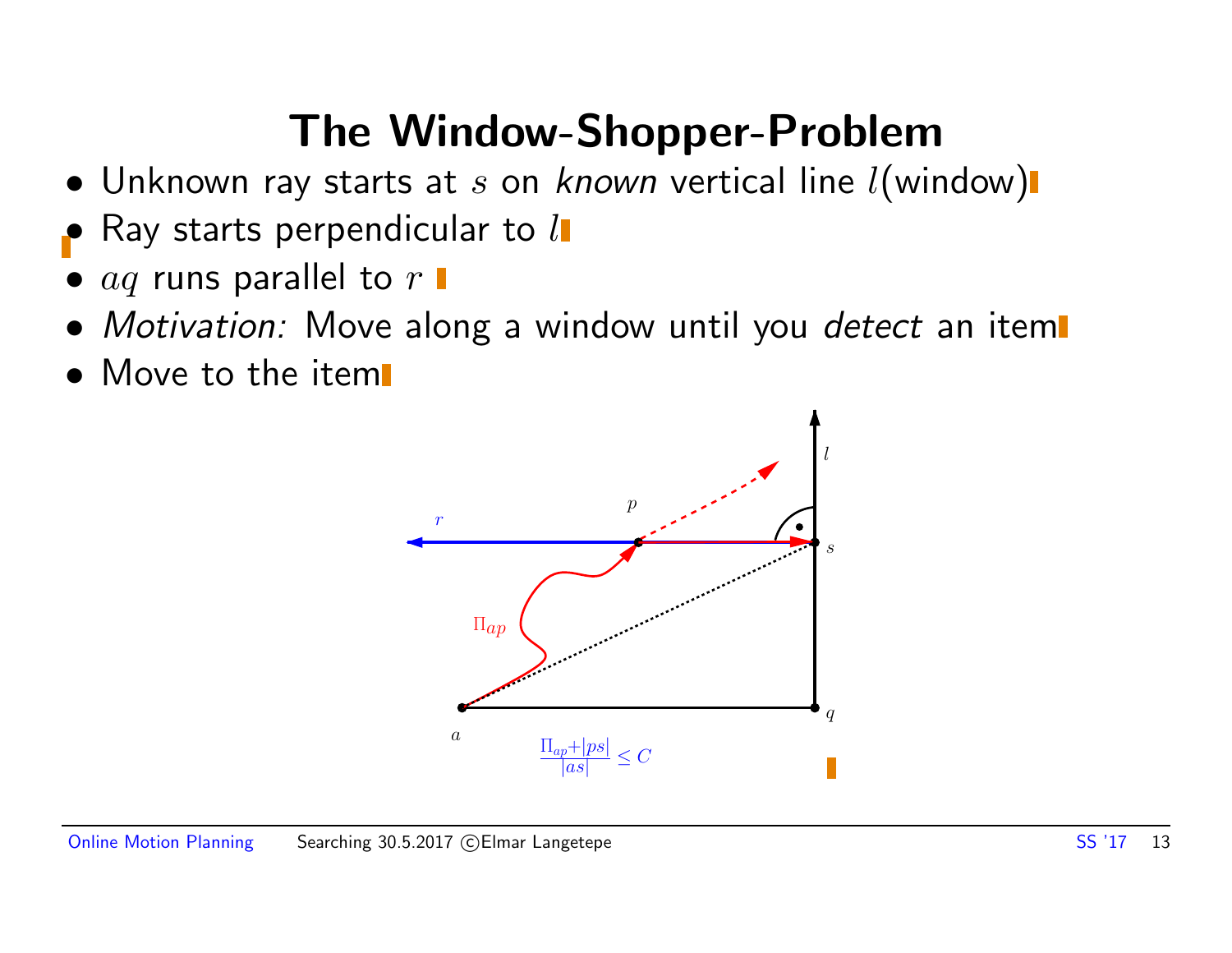# The Window-Shopper-Problem

- Unknown ray starts at $s$ on *known* vertical line $l$(window)
- Ray starts perpendicular to $l$
- $aq$ runs parallel to $r$
- *Motivation:* Move along a window until you *detect* an item
- Move to the item

$$\frac{\Pi_{ap} + |ps|}{|as|} \leq C$$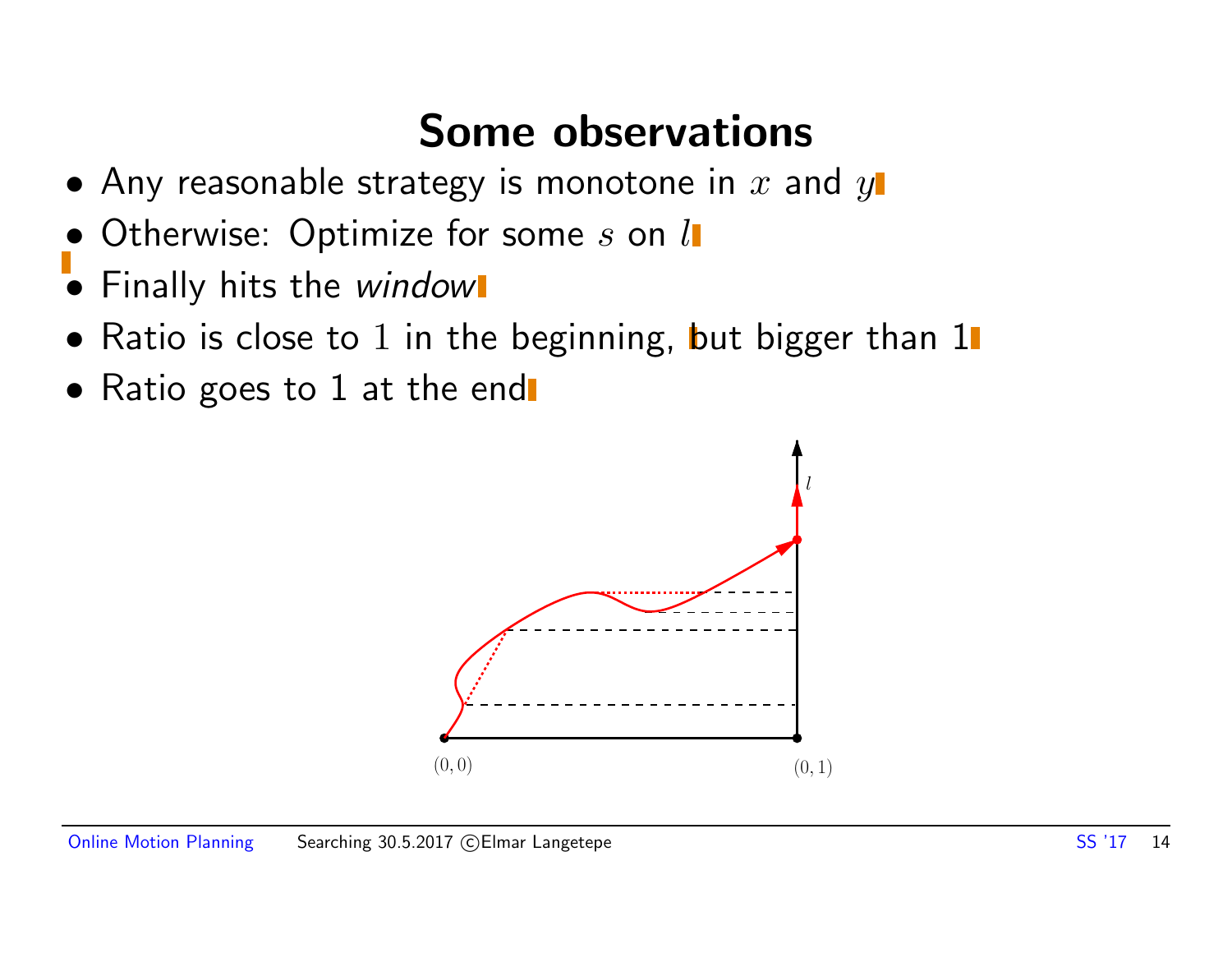# Some observations

- Any reasonable strategy is monotone in $x$ and $y$
- Otherwise: Optimize for some $s$ on $l$
- Finally hits the *window*
- Ratio is close to $1$ in the beginning, but bigger than 1
- Ratio goes to 1 at the end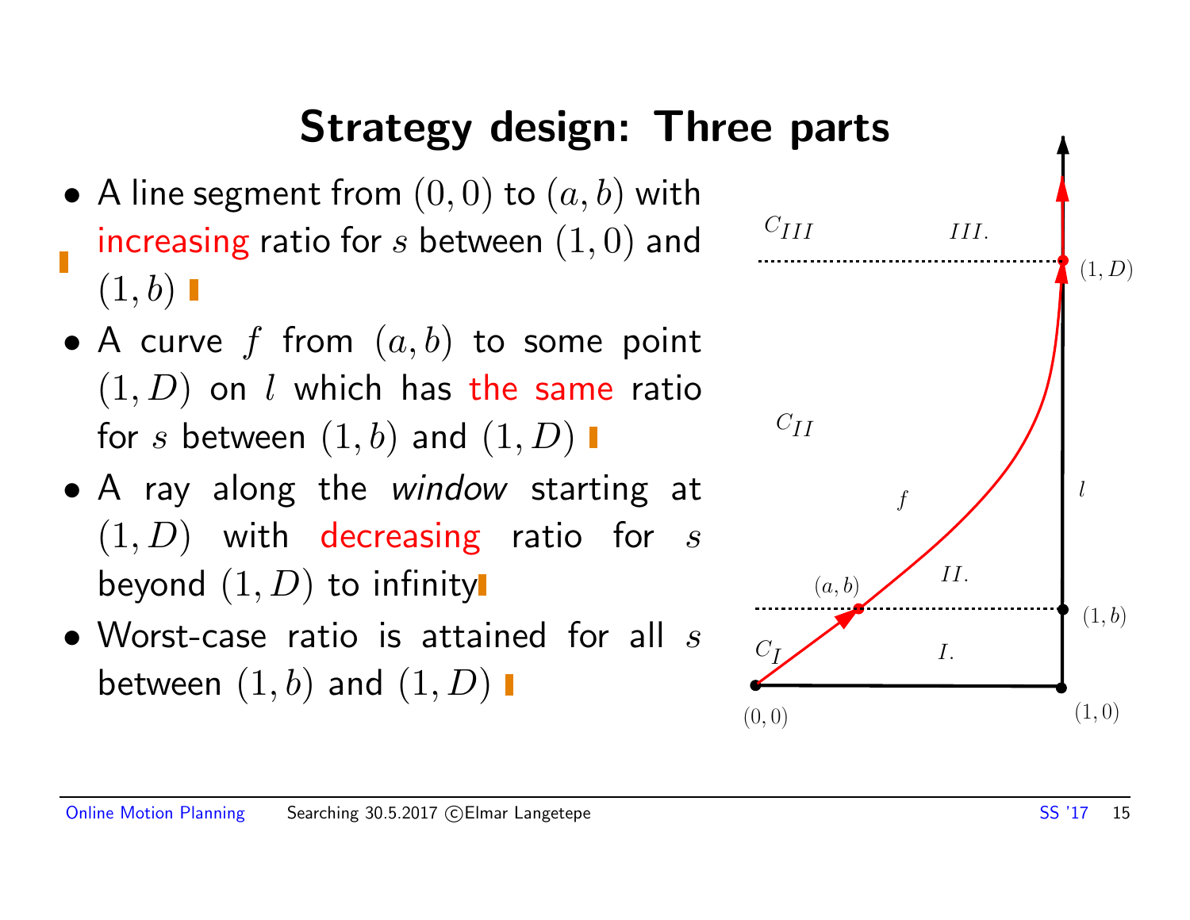# Strategy design: Three parts

- A line segment from $(0,0)$ to $(a,b)$ with increasing ratio for $s$ between $(1,0)$ and $(1,b)$
- A curve $f$ from $(a,b)$ to some point $(1,D)$ on $l$ which has the same ratio for $s$ between $(1,b)$ and $(1,D)$
- A ray along the *window* starting at $(1,D)$ with decreasing ratio for $s$ beyond $(1,D)$ to infinity
- Worst-case ratio is attained for all $s$ between $(1,b)$ and $(1,D)$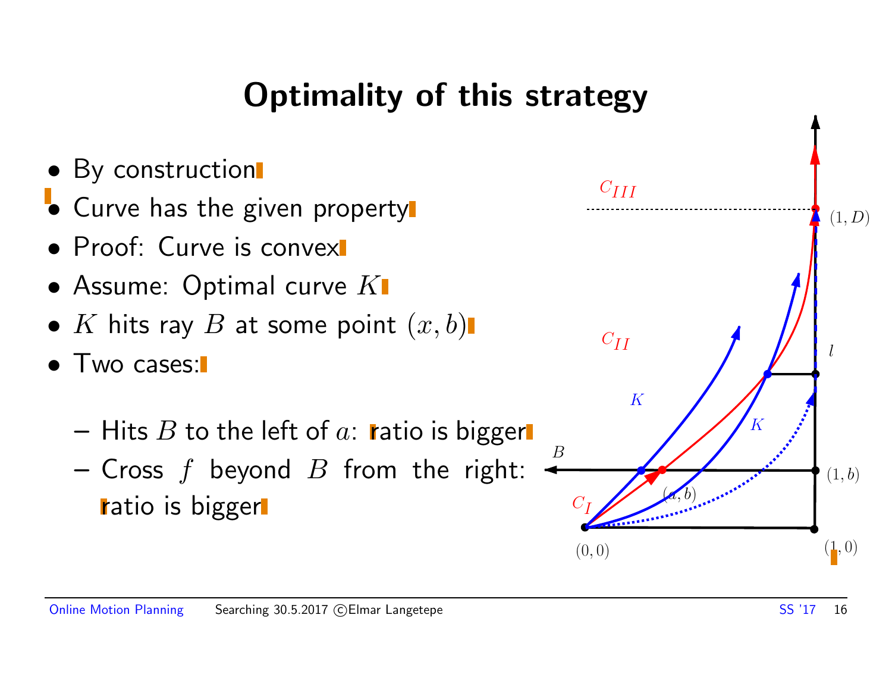# Optimality of this strategy

- By construction
- Curve has the given property
- Proof: Curve is convex
- Assume: Optimal curve $K$
- $K$ hits ray $B$ at some point $(x, b)$
- Two cases:
  - Hits $B$ to the left of $a$: ratio is bigger
  - Cross $f$ beyond $B$ from the right: ratio is bigger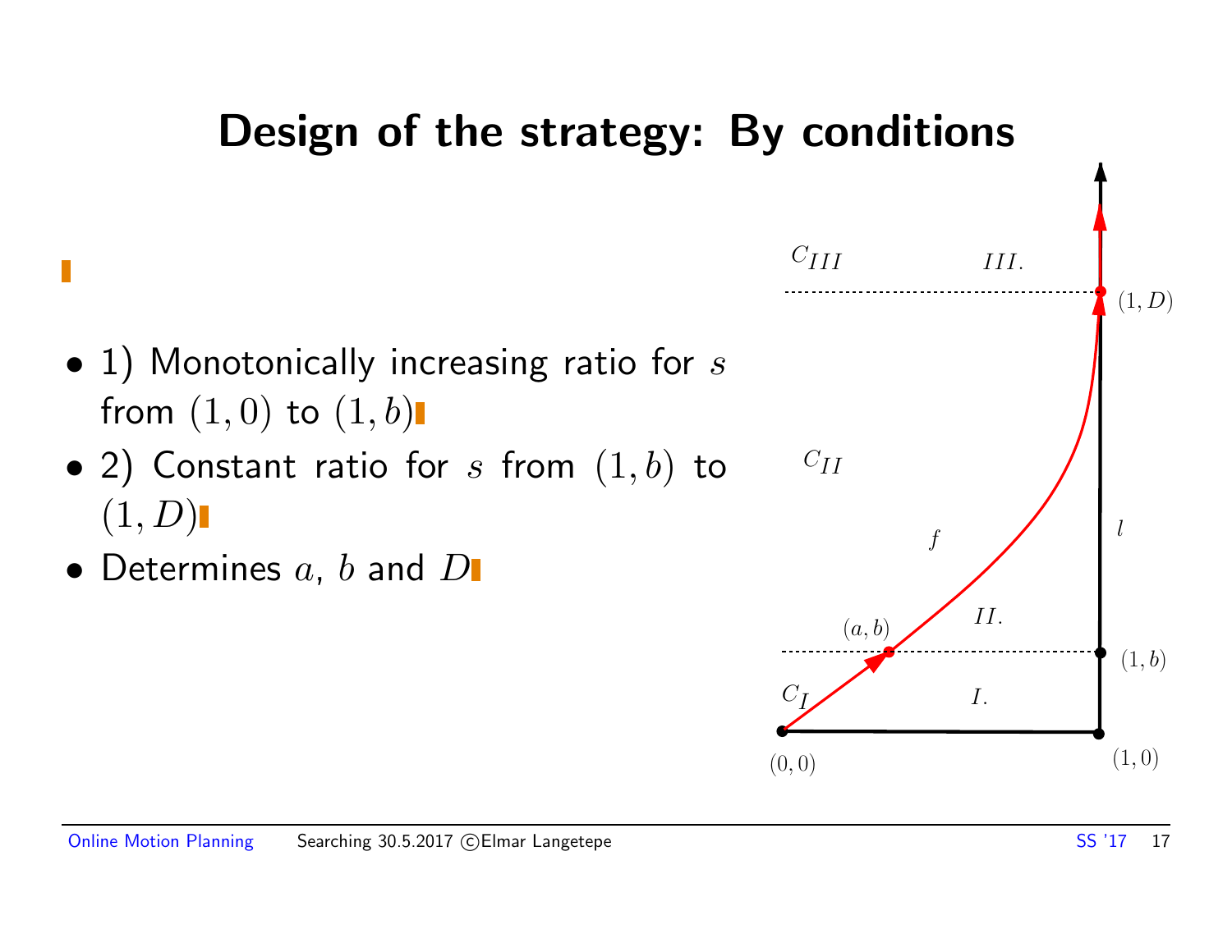# Design of the strategy: By conditions

- 1) Monotonically increasing ratio for $s$ from $(1,0)$ to $(1,b)$
- 2) Constant ratio for $s$ from $(1,b)$ to $(1,D)$
- Determines $a$, $b$ and $D$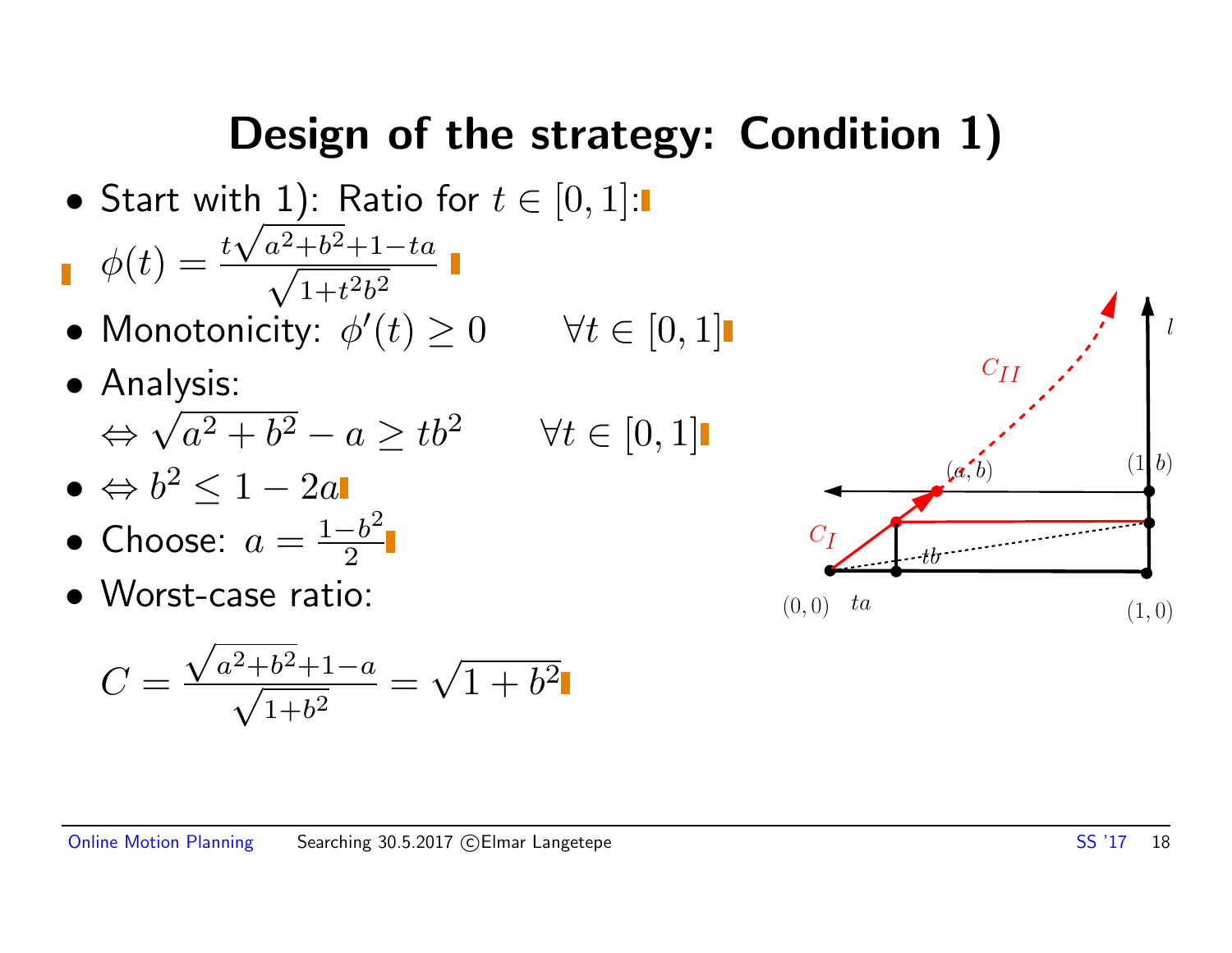# Design of the strategy: Condition 1)

- Start with 1): Ratio for $t \in [0,1]$:

  $\phi(t) = \frac{t\sqrt{a^2+b^2}+1-ta}{\sqrt{1+t^2b^2}}$

- Monotonicity: $\phi'(t) \geq 0 \qquad \forall t \in [0,1]$
- Analysis:

  $\Leftrightarrow \sqrt{a^2+b^2} - a \geq tb^2 \qquad \forall t \in [0,1]$

- $\Leftrightarrow b^2 \leq 1 - 2a$
- Choose: $a = \frac{1-b^2}{2}$
- Worst-case ratio:

$$C = \frac{\sqrt{a^2+b^2}+1-a}{\sqrt{1+b^2}} = \sqrt{1+b^2}$$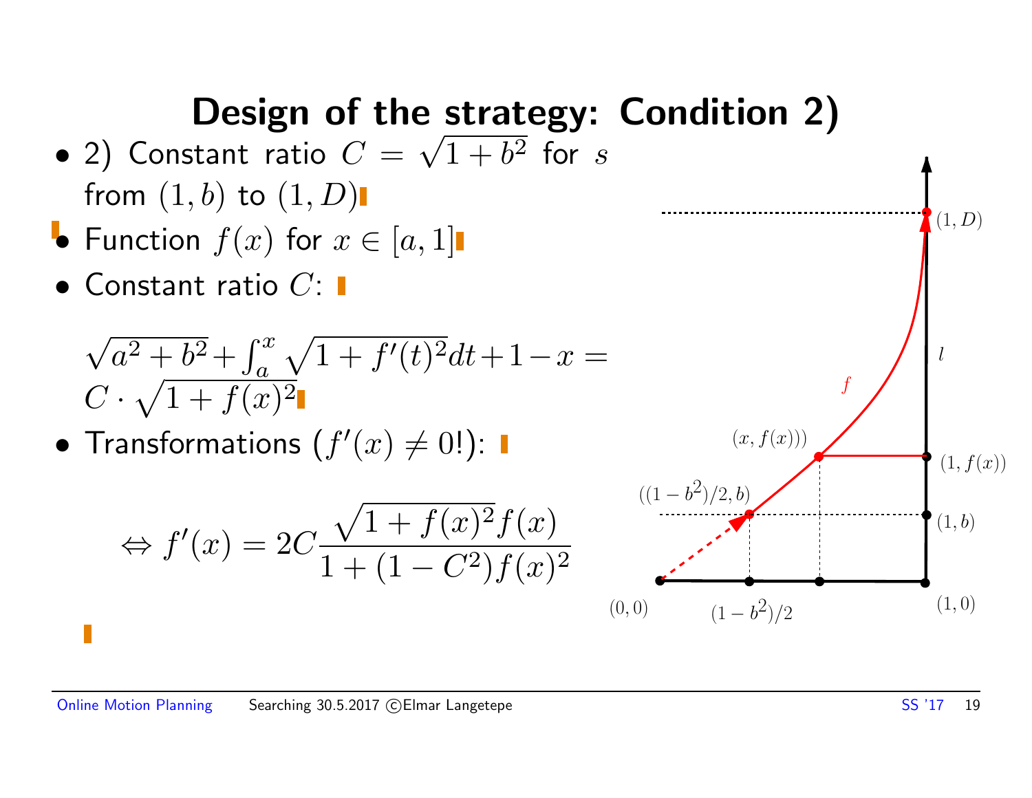# Design of the strategy: Condition 2)

- 2) Constant ratio $C = \sqrt{1+b^2}$ for $s$ from $(1,b)$ to $(1,D)$
- Function $f(x)$ for $x \in [a,1]$
- Constant ratio $C$:

$$\sqrt{a^2+b^2} + \int_a^x \sqrt{1+f'(t)^2}dt + 1 - x = C \cdot \sqrt{1+f(x)^2}$$

- Transformations ($f'(x) \neq 0!$):

$$\Leftrightarrow f'(x) = 2C\frac{\sqrt{1+f(x)^2}f(x)}{1+(1-C^2)f(x)^2}$$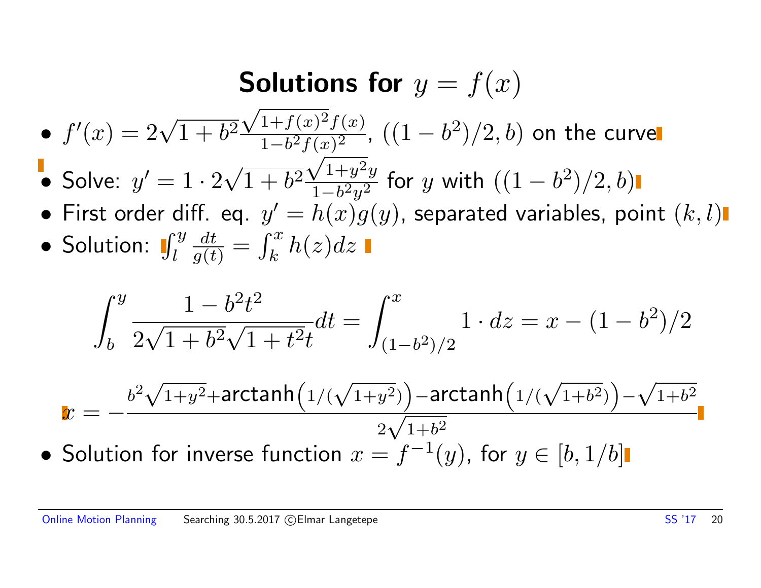# Solutions for $y = f(x)$

- $f'(x) = 2\sqrt{1+b^2}\frac{\sqrt{1+f(x)^2}f(x)}{1-b^2f(x)^2}$, $((1-b^2)/2, b)$ on the curve
- Solve: $y' = 1 \cdot 2\sqrt{1+b^2}\frac{\sqrt{1+y^2}y}{1-b^2y^2}$ for $y$ with $((1-b^2)/2, b)$
- First order diff. eq. $y' = h(x)g(y)$, separated variables, point $(k, l)$
- Solution: $\int_l^y \frac{dt}{g(t)} = \int_k^x h(z)dz$

$$\int_b^y \frac{1-b^2t^2}{2\sqrt{1+b^2}\sqrt{1+t^2}t}dt = \int_{(1-b^2)/2}^x 1 \cdot dz = x - (1-b^2)/2$$

$$x = -\frac{b^2\sqrt{1+y^2} + \operatorname{arctanh}\left(1/(\sqrt{1+y^2})\right) - \operatorname{arctanh}\left(1/(\sqrt{1+b^2})\right) - \sqrt{1+b^2}}{2\sqrt{1+b^2}}$$

- Solution for inverse function $x = f^{-1}(y)$, for $y \in [b, 1/b]$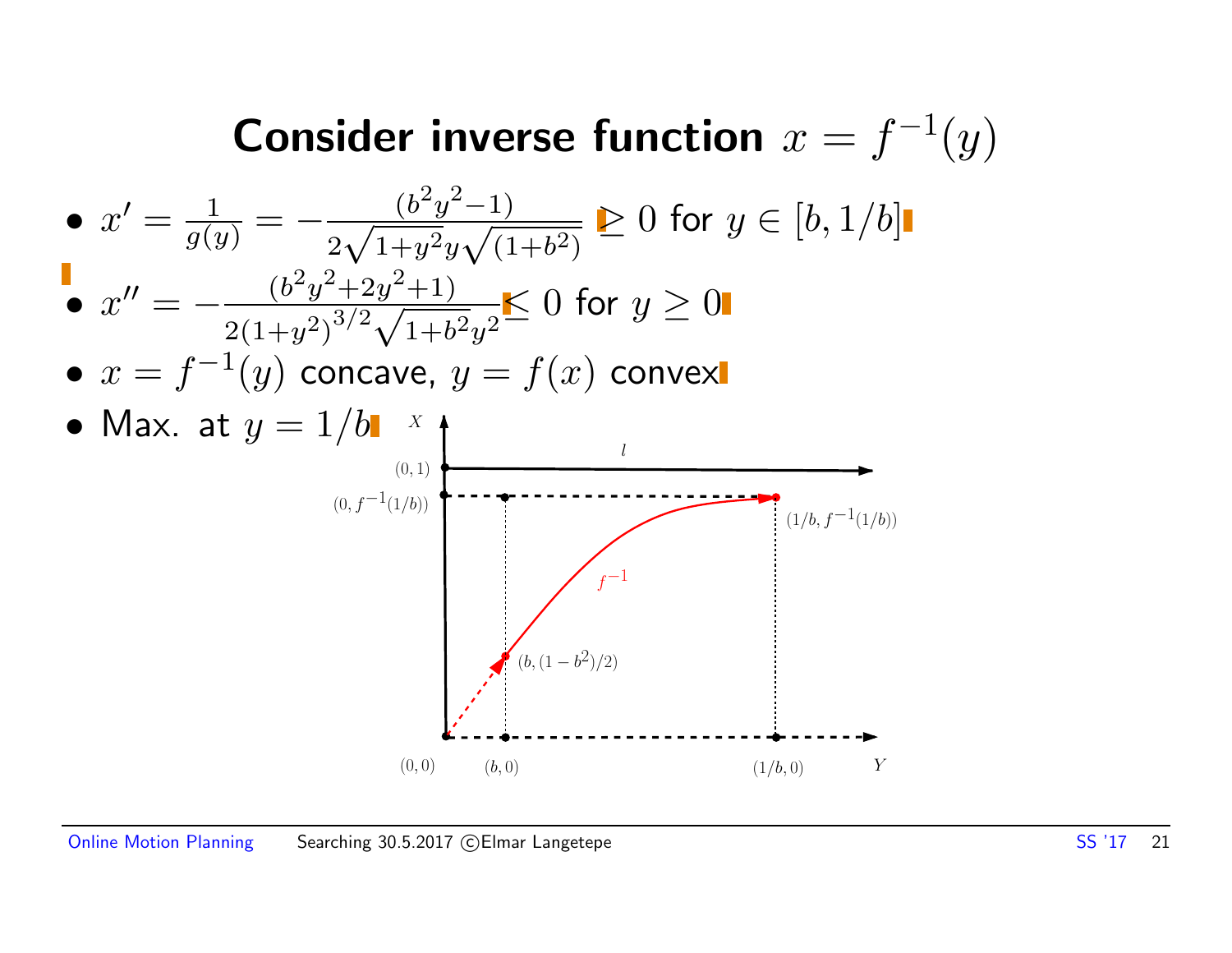# Consider inverse function $x = f^{-1}(y)$

- $x' = \frac{1}{g(y)} = -\frac{(b^2y^2-1)}{2\sqrt{1+y^2}y\sqrt{(1+b^2)}} \geq 0$ for $y \in [b, 1/b]$
- $x'' = -\frac{(b^2y^2+2y^2+1)}{2(1+y^2)^{3/2}\sqrt{1+b^2}y^2} \leq 0$ for $y \geq 0$
- $x = f^{-1}(y)$ concave, $y = f(x)$ convex
- Max. at $y = 1/b$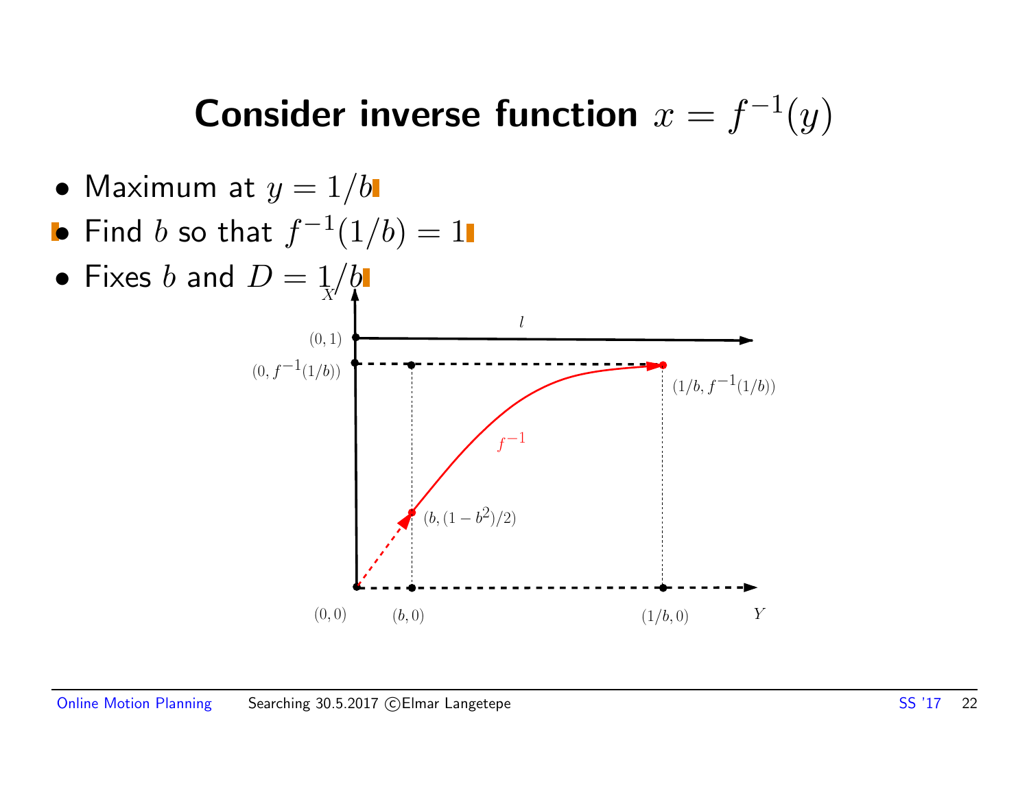# Consider inverse function $x = f^{-1}(y)$

- Maximum at $y = 1/b$
- Find $b$ so that $f^{-1}(1/b) = 1$
- Fixes $b$ and $D = 1/b$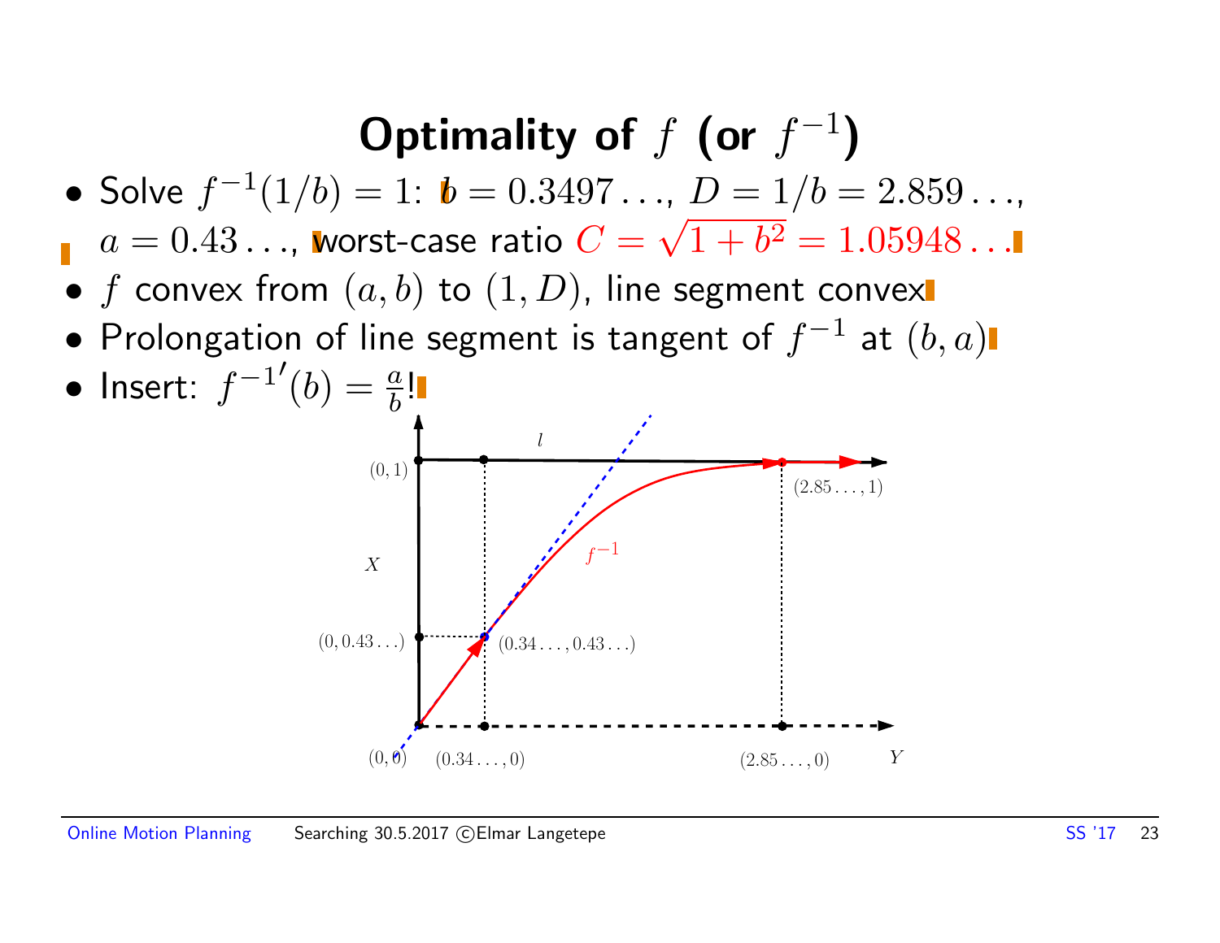# Optimality of $f$ (or $f^{-1}$)

- Solve $f^{-1}(1/b) = 1$: $b = 0.3497\ldots$, $D = 1/b = 2.859\ldots$, $a = 0.43\ldots$, worst-case ratio $C = \sqrt{1+b^2} = 1.05948\ldots$
- $f$ convex from $(a, b)$ to $(1, D)$, line segment convex
- Prolongation of line segment is tangent of $f^{-1}$ at $(b, a)$
- Insert: ${f^{-1}}'(b) = \frac{a}{b}$!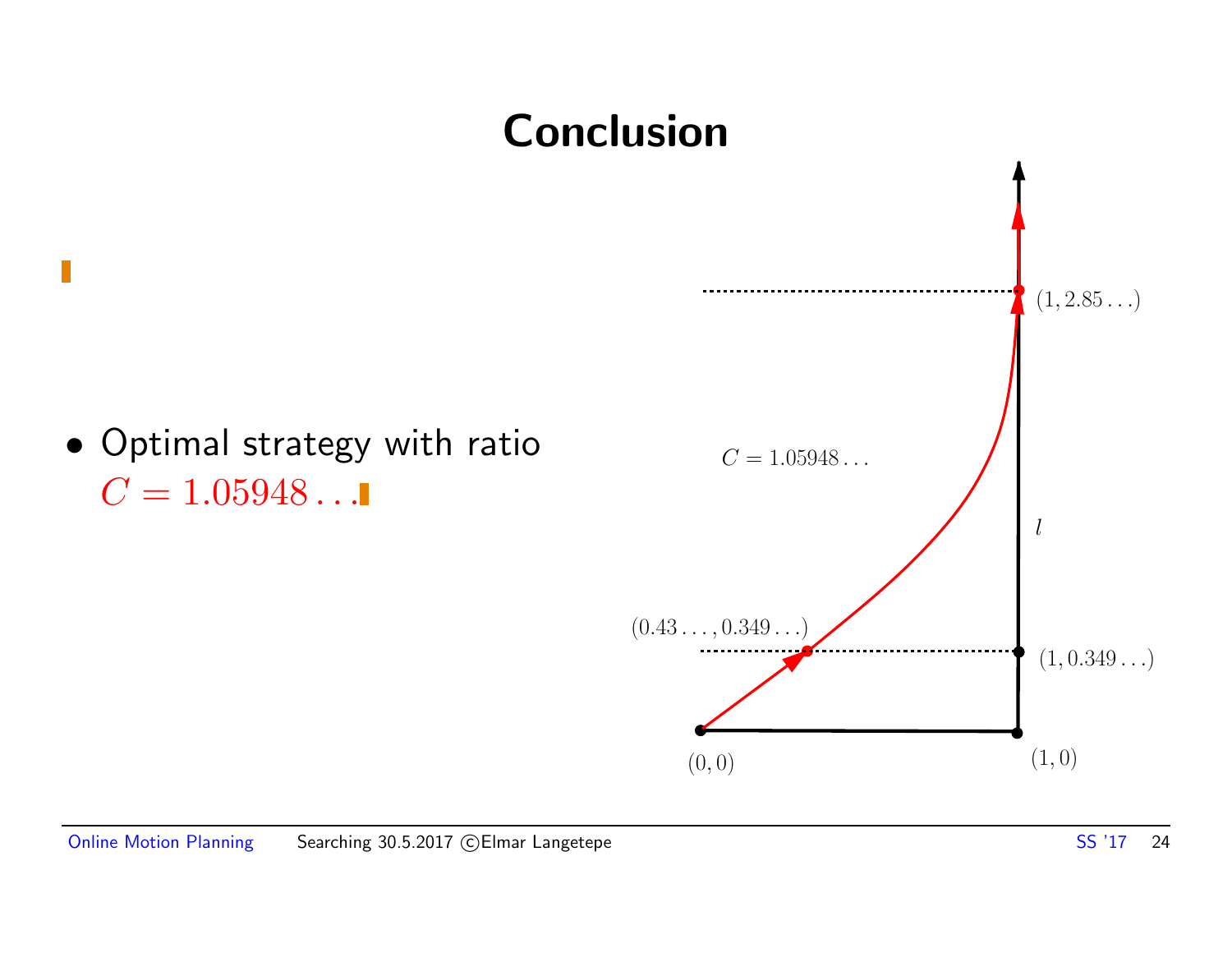# Conclusion

- Optimal strategy with ratio $C = 1.05948\ldots$

$(1, 2.85\ldots)$

$C = 1.05948\ldots$

$l$

$(0.43\ldots, 0.349\ldots)$

$(1, 0.349\ldots)$

$(0, 0)$

$(1, 0)$